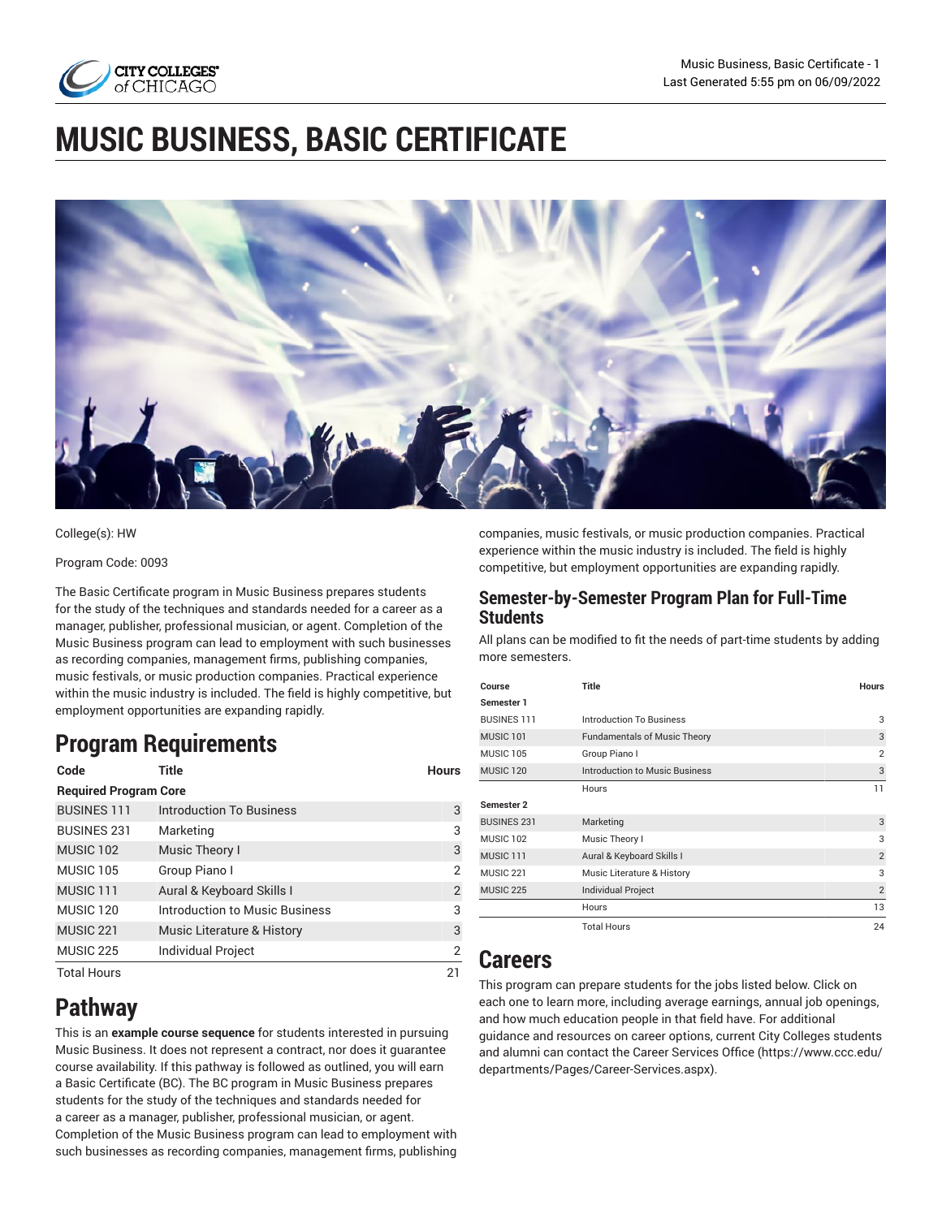# MUSIC BUSINESS, BASIC CERTIFICATE

College(s): HW

Program Code: 0093

The Basic Certificate program in Music Business prepares students for the study of the techniques and standards needed for a career as a manager, publisher, professional musician, or agent. Completion of the Music Business program can lead to employment with such businesses as recording companies, management firms, publishing companies, music festivals, or music production companies. Practical experience within the music industry is included. The field is highly competitive, but employment opportunities are expanding rapidly.

## Program Requirements

| Code | Title | Hours |
|---|---|---|
| **Required Program Core** | | |
| BUSINES 111 | Introduction To Business | 3 |
| BUSINES 231 | Marketing | 3 |
| MUSIC 102 | Music Theory I | 3 |
| MUSIC 105 | Group Piano I | 2 |
| MUSIC 111 | Aural & Keyboard Skills I | 2 |
| MUSIC 120 | Introduction to Music Business | 3 |
| MUSIC 221 | Music Literature & History | 3 |
| MUSIC 225 | Individual Project | 2 |
| Total Hours | | 21 |

## Pathway

This is an **example course sequence** for students interested in pursuing Music Business. It does not represent a contract, nor does it guarantee course availability. If this pathway is followed as outlined, you will earn a Basic Certificate (BC). The BC program in Music Business prepares students for the study of the techniques and standards needed for a career as a manager, publisher, professional musician, or agent. Completion of the Music Business program can lead to employment with such businesses as recording companies, management firms, publishing companies, music festivals, or music production companies. Practical experience within the music industry is included. The field is highly competitive, but employment opportunities are expanding rapidly.

### Semester-by-Semester Program Plan for Full-Time Students

All plans can be modified to fit the needs of part-time students by adding more semesters.

| Course | Title | Hours |
|---|---|---|
| **Semester 1** | | |
| BUSINES 111 | Introduction To Business | 3 |
| MUSIC 101 | Fundamentals of Music Theory | 3 |
| MUSIC 105 | Group Piano I | 2 |
| MUSIC 120 | Introduction to Music Business | 3 |
| | Hours | 11 |
| **Semester 2** | | |
| BUSINES 231 | Marketing | 3 |
| MUSIC 102 | Music Theory I | 3 |
| MUSIC 111 | Aural & Keyboard Skills I | 2 |
| MUSIC 221 | Music Literature & History | 3 |
| MUSIC 225 | Individual Project | 2 |
| | Hours | 13 |
| | Total Hours | 24 |

## Careers

This program can prepare students for the jobs listed below. Click on each one to learn more, including average earnings, annual job openings, and how much education people in that field have. For additional guidance and resources on career options, current City Colleges students and alumni can contact the Career Services Office (https://www.ccc.edu/departments/Pages/Career-Services.aspx).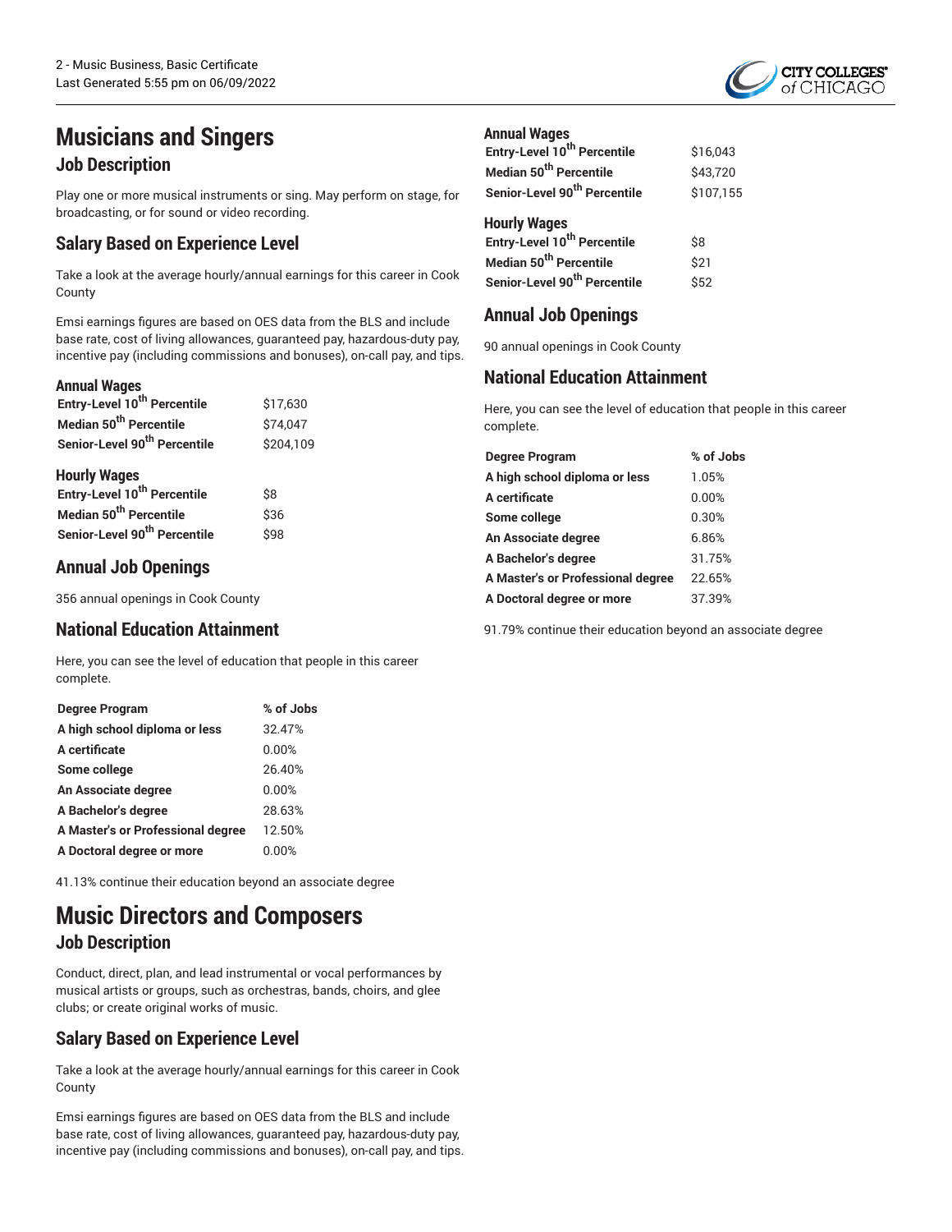# Musicians and Singers

## Job Description

Play one or more musical instruments or sing. May perform on stage, for broadcasting, or for sound or video recording.

## Salary Based on Experience Level

Take a look at the average hourly/annual earnings for this career in Cook County

Emsi earnings figures are based on OES data from the BLS and include base rate, cost of living allowances, guaranteed pay, hazardous-duty pay, incentive pay (including commissions and bonuses), on-call pay, and tips.

### Annual Wages

| | |
|---|---|
| **Entry-Level 10th Percentile** | $17,630 |
| **Median 50th Percentile** | $74,047 |
| **Senior-Level 90th Percentile** | $204,109 |

### Hourly Wages

| | |
|---|---|
| **Entry-Level 10th Percentile** | $8 |
| **Median 50th Percentile** | $36 |
| **Senior-Level 90th Percentile** | $98 |

## Annual Job Openings

356 annual openings in Cook County

## National Education Attainment

Here, you can see the level of education that people in this career complete.

| Degree Program | % of Jobs |
|---|---|
| A high school diploma or less | 32.47% |
| A certificate | 0.00% |
| Some college | 26.40% |
| An Associate degree | 0.00% |
| A Bachelor's degree | 28.63% |
| A Master's or Professional degree | 12.50% |
| A Doctoral degree or more | 0.00% |

41.13% continue their education beyond an associate degree

# Music Directors and Composers

## Job Description

Conduct, direct, plan, and lead instrumental or vocal performances by musical artists or groups, such as orchestras, bands, choirs, and glee clubs; or create original works of music.

## Salary Based on Experience Level

Take a look at the average hourly/annual earnings for this career in Cook County

Emsi earnings figures are based on OES data from the BLS and include base rate, cost of living allowances, guaranteed pay, hazardous-duty pay, incentive pay (including commissions and bonuses), on-call pay, and tips.

### Annual Wages

| | |
|---|---|
| **Entry-Level 10th Percentile** | $16,043 |
| **Median 50th Percentile** | $43,720 |
| **Senior-Level 90th Percentile** | $107,155 |

### Hourly Wages

| | |
|---|---|
| **Entry-Level 10th Percentile** | $8 |
| **Median 50th Percentile** | $21 |
| **Senior-Level 90th Percentile** | $52 |

## Annual Job Openings

90 annual openings in Cook County

## National Education Attainment

Here, you can see the level of education that people in this career complete.

| Degree Program | % of Jobs |
|---|---|
| A high school diploma or less | 1.05% |
| A certificate | 0.00% |
| Some college | 0.30% |
| An Associate degree | 6.86% |
| A Bachelor's degree | 31.75% |
| A Master's or Professional degree | 22.65% |
| A Doctoral degree or more | 37.39% |

91.79% continue their education beyond an associate degree